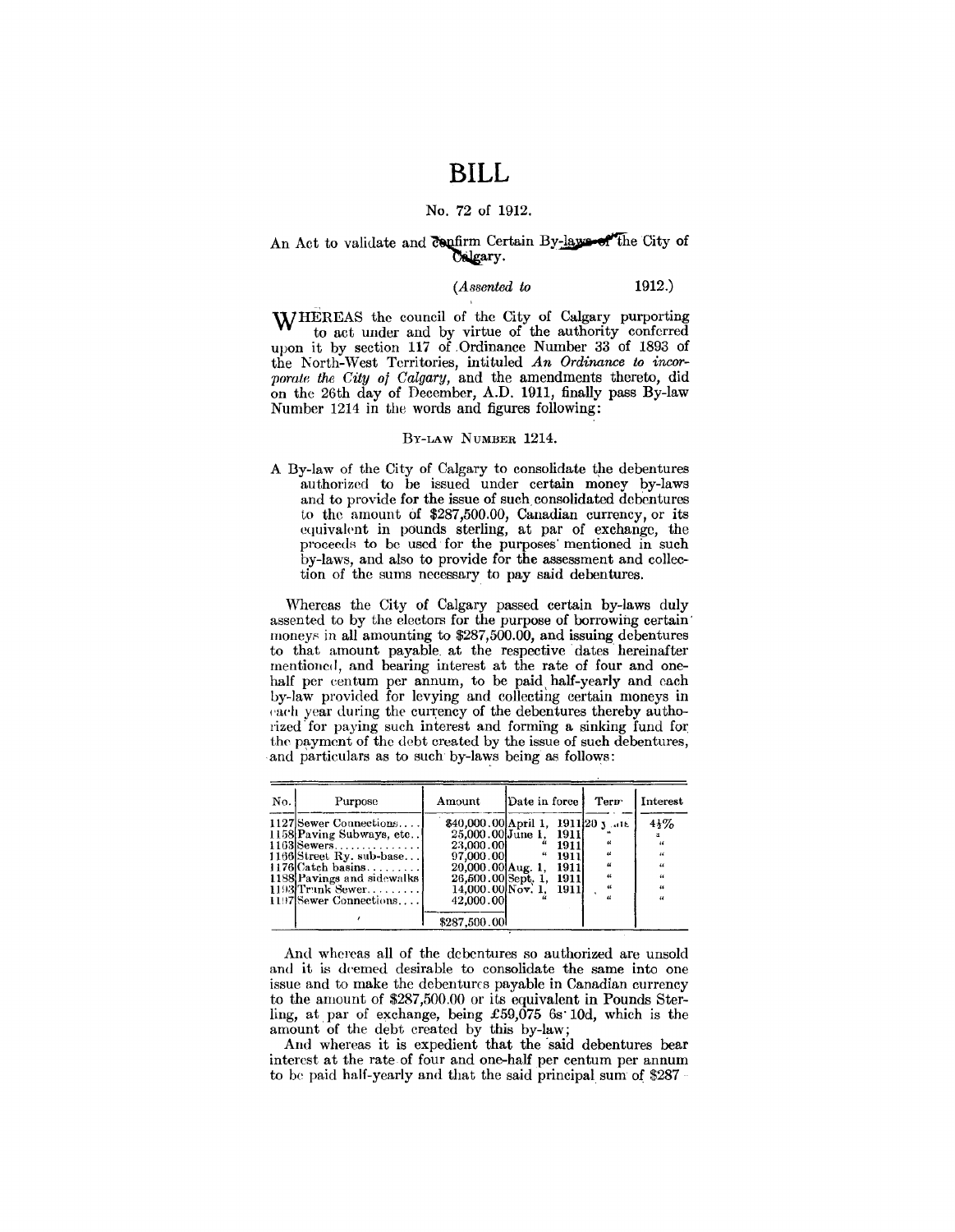# BILL

No. 72 of 1912.

An Act to validate and confirm Certain By-laws of the City of Calgary.

(*Assented to* 1912.)

WHEREAS the council of the City of Calgary purporting to act under and by virtue of the authority conferred upon it by section 117 of Ordinance Number 33 of 1893 of the North-West Territories, intituled *An Ordinance to incorporate the City of Calgary*, and the amendments thereto, did on the 26th day of December, A.D. 1911, finally pass By-law Number 1214 in the words and figures following:

BY-LAW NUMBER 1214.

A By-law of the City of Calgary to consolidate the debentures authorized to be issued under certain money by-laws and to provide for the issue of such consolidated debentures to the amount of $287,500.00, Canadian currency, or its equivalent in pounds sterling, at par of exchange, the proceeds to be used for the purposes mentioned in such by-laws, and also to provide for the assessment and collection of the sums necessary to pay said debentures.

Whereas the City of Calgary passed certain by-laws duly assented to by the electors for the purpose of borrowing certain moneys in all amounting to $287,500.00, and issuing debentures to that amount payable at the respective dates hereinafter mentioned, and bearing interest at the rate of four and one-half per centum per annum, to be paid half-yearly and each by-law provided for levying and collecting certain moneys in each year during the currency of the debentures thereby authorized for paying such interest and forming a sinking fund for the payment of the debt created by the issue of such debentures, and particulars as to such by-laws being as follows:

| No. | Purpose | Amount | Date in force | Term | Interest |
|---|---|---|---|---|---|
| 1127 | Sewer Connections.... | $40,000.00 | April 1, 1911 | 20 years | 4½% |
| 1158 | Paving Subways, etc.. | 25,000.00 | June 1, 1911 | " | " |
| 1163 | Sewers.............. | 23,000.00 | " 1911 | " | " |
| 1166 | Street Ry. sub-base... | 97,000.00 | " 1911 | " | " |
| 1176 | Catch basins......... | 20,000.00 | Aug. 1, 1911 | " | " |
| 1188 | Pavings and sidewalks | 26,500.00 | Sept. 1, 1911 | " | " |
| 1193 | Trunk Sewer......... | 14,000.00 | Nov. 1, 1911 | " | " |
| 1197 | Sewer Connections.... | 42,000.00 | " | " | " |
| | | $287,500.00 | | | |

And whereas all of the debentures so authorized are unsold and it is deemed desirable to consolidate the same into one issue and to make the debentures payable in Canadian currency to the amount of $287,500.00 or its equivalent in Pounds Sterling, at par of exchange, being £59,075 6s·10d, which is the amount of the debt created by this by-law;

And whereas it is expedient that the said debentures bear interest at the rate of four and one-half per centum per annum to be paid half-yearly and that the said principal sum of $287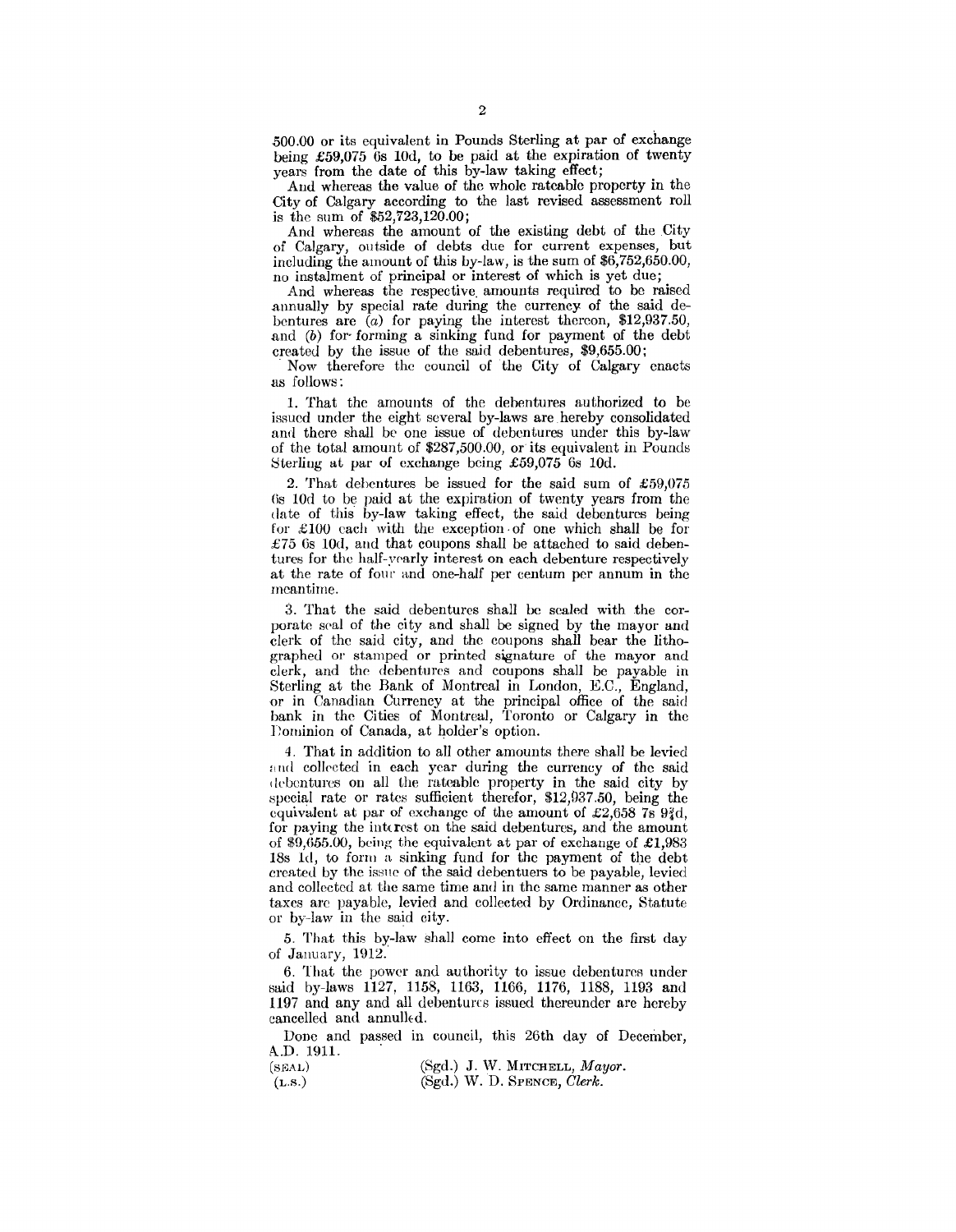500.00 or its equivalent in Pounds Sterling at par of exchange being £59,075 6s 10d, to be paid at the expiration of twenty years from the date of this by-law taking effect;

And whereas the value of the whole rateable property in the City of Calgary according to the last revised assessment roll is the sum of $52,723,120.00;

And whereas the amount of the existing debt of the City of Calgary, outside of debts due for current expenses, but including the amount of this by-law, is the sum of $6,752,650.00, no instalment of principal or interest of which is yet due;

And whereas the respective amounts required to be raised annually by special rate during the currency of the said debentures are (*a*) for paying the interest thereon, $12,937.50, and (*b*) for forming a sinking fund for payment of the debt created by the issue of the said debentures, $9,655.00;

Now therefore the council of the City of Calgary enacts as follows:

1. That the amounts of the debentures authorized to be issued under the eight several by-laws are hereby consolidated and there shall be one issue of debentures under this by-law of the total amount of $287,500.00, or its equivalent in Pounds Sterling at par of exchange being £59,075 6s 10d.

2. That debentures be issued for the said sum of £59,075 6s 10d to be paid at the expiration of twenty years from the date of this by-law taking effect, the said debentures being for £100 each with the exception of one which shall be for £75 6s 10d, and that coupons shall be attached to said debentures for the half-yearly interest on each debenture respectively at the rate of four and one-half per centum per annum in the meantime.

3. That the said debentures shall be sealed with the corporate seal of the city and shall be signed by the mayor and clerk of the said city, and the coupons shall bear the lithographed or stamped or printed signature of the mayor and clerk, and the debentures and coupons shall be payable in Sterling at the Bank of Montreal in London, E.C., England, or in Canadian Currency at the principal office of the said bank in the Cities of Montreal, Toronto or Calgary in the Dominion of Canada, at holder's option.

4. That in addition to all other amounts there shall be levied and collected in each year during the currency of the said debentures on all the rateable property in the said city by special rate or rates sufficient therefor, $12,937.50, being the equivalent at par of exchange of the amount of £2,658 7s 9¾d, for paying the interest on the said debentures, and the amount of $9,655.00, being the equivalent at par of exchange of £1,983 18s 1d, to form a sinking fund for the payment of the debt created by the issue of the said debentuers to be payable, levied and collected at the same time and in the same manner as other taxes are payable, levied and collected by Ordinance, Statute or by-law in the said city.

5. That this by-law shall come into effect on the first day of January, 1912.

6. That the power and authority to issue debentures under said by-laws 1127, 1158, 1163, 1166, 1176, 1188, 1193 and 1197 and any and all debentures issued thereunder are hereby cancelled and annulled.

Done and passed in council, this 26th day of December, A.D. 1911.

(SEAL) (Sgd.) J. W. MITCHELL, *Mayor*.
(L.S.) (Sgd.) W. D. SPENCE, *Clerk*.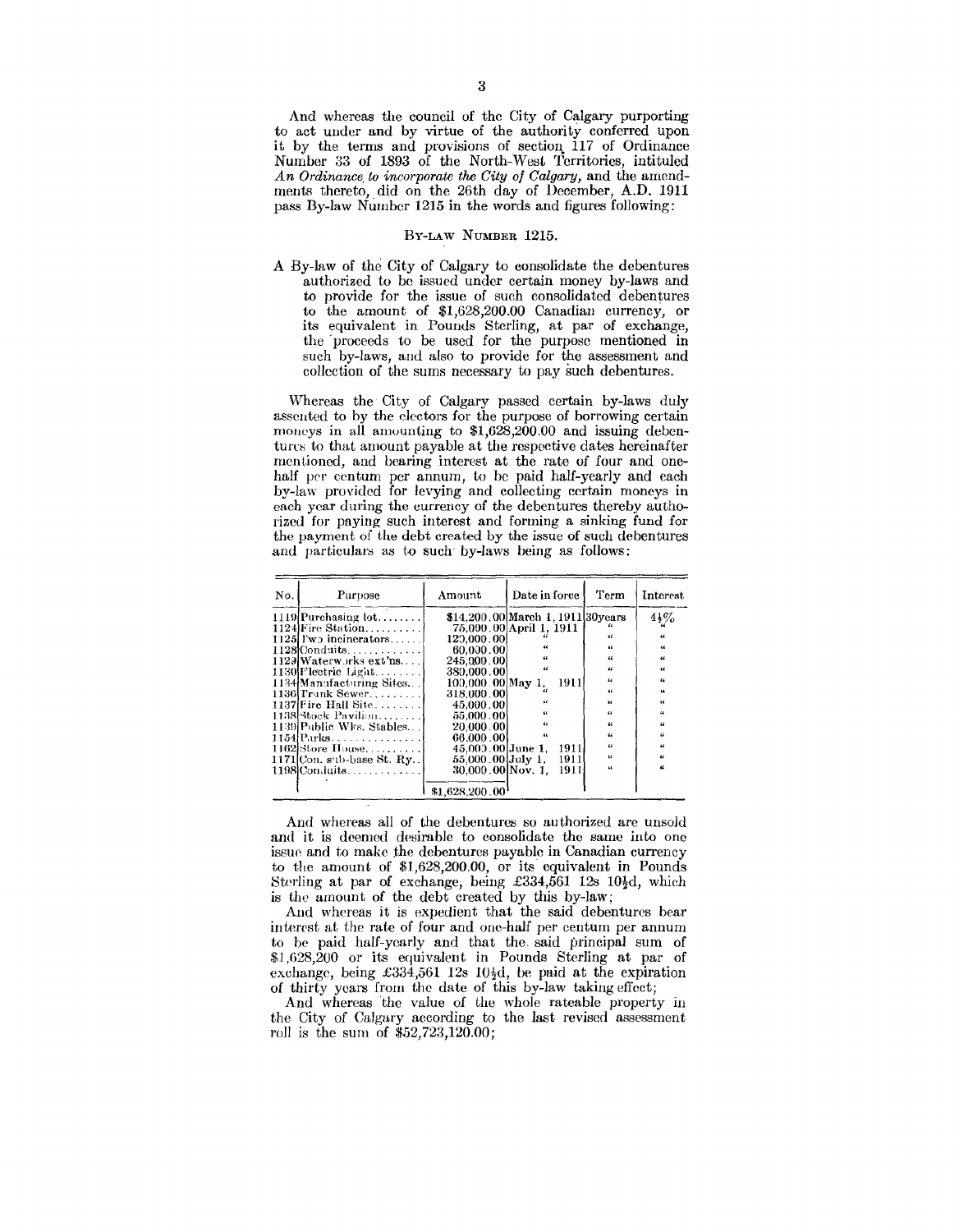And whereas the council of the City of Calgary purporting to act under and by virtue of the authority conferred upon it by the terms and provisions of section 117 of Ordinance Number 33 of 1893 of the North-West Territories, intituled *An Ordinance to incorporate the City of Calgary*, and the amendments thereto, did on the 26th day of December, A.D. 1911 pass By-law Number 1215 in the words and figures following:

### BY-LAW NUMBER 1215.

A By-law of the City of Calgary to consolidate the debentures authorized to be issued under certain money by-laws and to provide for the issue of such consolidated debentures to the amount of $1,628,200.00 Canadian currency, or its equivalent in Pounds Sterling, at par of exchange, the proceeds to be used for the purpose mentioned in such by-laws, and also to provide for the assessment and collection of the sums necessary to pay such debentures.

Whereas the City of Calgary passed certain by-laws duly assented to by the electors for the purpose of borrowing certain moneys in all amounting to $1,628,200.00 and issuing debentures to that amount payable at the respective dates hereinafter mentioned, and bearing interest at the rate of four and one-half per centum per annum, to be paid half-yearly and each by-law provided for levying and collecting certain moneys in each year during the currency of the debentures thereby authorized for paying such interest and forming a sinking fund for the payment of the debt created by the issue of such debentures and particulars as to such by-laws being as follows:

| No. | Purpose | Amount | Date in force | Term | Interest |
|---|---|---|---|---|---|
| 1119 | Purchasing lot........ | $14,200.00 | March 1, 1911 | 30years | 4½% |
| 1124 | Fire Station.......... | 75,000.00 | April 1, 1911 | " | " |
| 1125 | Two incinerators...... | 120,000.00 | " | " | " |
| 1128 | Conduits............. | 60,000.00 | " | " | " |
| 1129 | Waterworks ext'ns.... | 245,000.00 | " | " | " |
| 1130 | Electric Light........ | 380,000.00 | " | " | " |
| 1134 | Manufacturing Sites... | 100,000.00 | May 1, 1911 | " | " |
| 1136 | Trunk Sewer......... | 318,000.00 | " | " | " |
| 1137 | Fire Hall Site........ | 45,000.00 | " | " | " |
| 1138 | Stock Pavilion........ | 55,000.00 | " | " | " |
| 1139 | Public Wks. Stables... | 20,000.00 | " | " | " |
| 1154 | Parks............... | 66,000.00 | " | " | " |
| 1162 | Store House.......... | 45,000.00 | June 1, 1911 | " | " |
| 1171 | Con. sub-base St. Ry.. | 55,000.00 | July 1, 1911 | " | " |
| 1198 | Conduits............. | 30,000.00 | Nov. 1, 1911 | " | " |
| | | $1,628,200.00 | | | |

And whereas all of the debentures so authorized are unsold and it is deemed desirable to consolidate the same into one issue and to make the debentures payable in Canadian currency to the amount of $1,628,200.00, or its equivalent in Pounds Sterling at par of exchange, being £334,561 12s 10½d, which is the amount of the debt created by this by-law;

And whereas it is expedient that the said debentures bear interest at the rate of four and one-half per centum per annum to be paid half-yearly and that the said principal sum of $1,628,200 or its equivalent in Pounds Sterling at par of exchange, being £334,561 12s 10½d, be paid at the expiration of thirty years from the date of this by-law taking effect;

And whereas the value of the whole rateable property in the City of Calgary according to the last revised assessment roll is the sum of $52,723,120.00;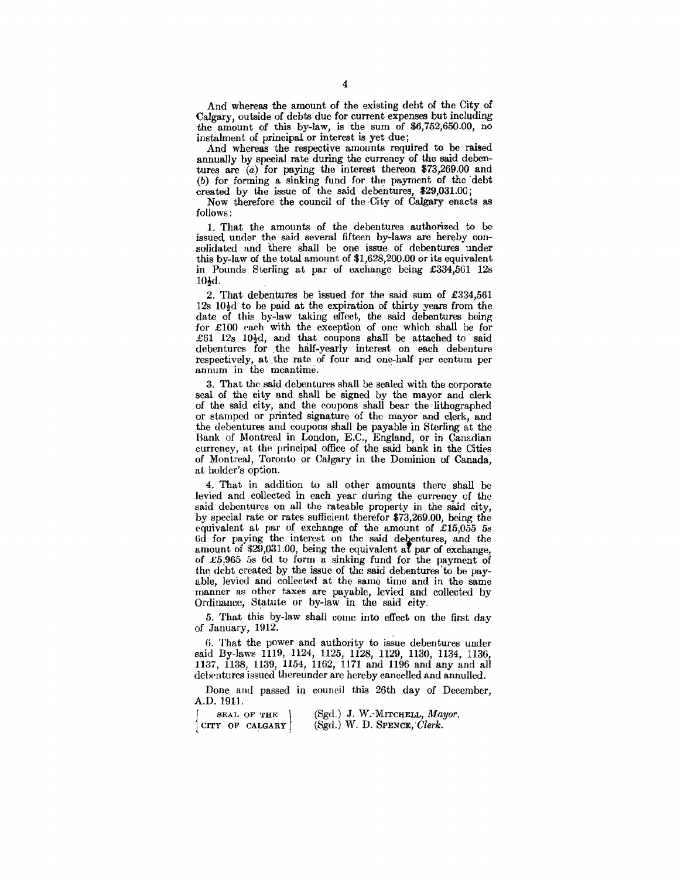And whereas the amount of the existing debt of the City of Calgary, outside of debts due for current expenses but including the amount of this by-law, is the sum of $6,752,650.00, no instalment of principal or interest is yet due;

And whereas the respective amounts required to be raised annually by special rate during the currency of the said debentures are (a) for paying the interest thereon $73,269.00 and (b) for forming a sinking fund for the payment of the debt created by the issue of the said debentures, $29,031.00;

Now therefore the council of the City of Calgary enacts as follows:

1. That the amounts of the debentures authorized to be issued under the said several fifteen by-laws are hereby consolidated and there shall be one issue of debentures under this by-law of the total amount of $1,628,200.00 or its equivalent in Pounds Sterling at par of exchange being £334,561 12s 10½d.

2. That debentures be issued for the said sum of £334,561 12s 10½d to be paid at the expiration of thirty years from the date of this by-law taking effect, the said debentures being for £100 each with the exception of one which shall be for £61 12s 10½d, and that coupons shall be attached to said debentures for the half-yearly interest on each debenture respectively, at the rate of four and one-half per centum per annum in the meantime.

3. That the said debentures shall be sealed with the corporate seal of the city and shall be signed by the mayor and clerk of the said city, and the coupons shall bear the lithographed or stamped or printed signature of the mayor and clerk, and the debentures and coupons shall be payable in Sterling at the Bank of Montreal in London, E.C., England, or in Canadian currency, at the principal office of the said bank in the Cities of Montreal, Toronto or Calgary in the Dominion of Canada, at holder's option.

4. That in addition to all other amounts there shall be levied and collected in each year during the currency of the said debentures on all the rateable property in the said city, by special rate or rates sufficient therefor $73,269.00, being the equivalent at par of exchange of the amount of £15,055 5s 6d for paying the interest on the said debentures, and the amount of $29,031.00, being the equivalent at par of exchange, of £5,965 5s 6d to form a sinking fund for the payment of the debt created by the issue of the said debentures to be payable, levied and collected at the same time and in the same manner as other taxes are payable, levied and collected by Ordinance, Statute or by-law in the said city.

5. That this by-law shall come into effect on the first day of January, 1912.

6. That the power and authority to issue debentures under said By-laws 1119, 1124, 1125, 1128, 1129, 1130, 1134, 1136, 1137, 1138, 1139, 1154, 1162, 1171 and 1196 and any and all debentures issued thereunder are hereby cancelled and annulled.

Done and passed in council this 26th day of December, A.D. 1911.

{SEAL OF THE CITY OF CALGARY}

(Sgd.) J. W. MITCHELL, *Mayor*.
(Sgd.) W. D. SPENCE, *Clerk*.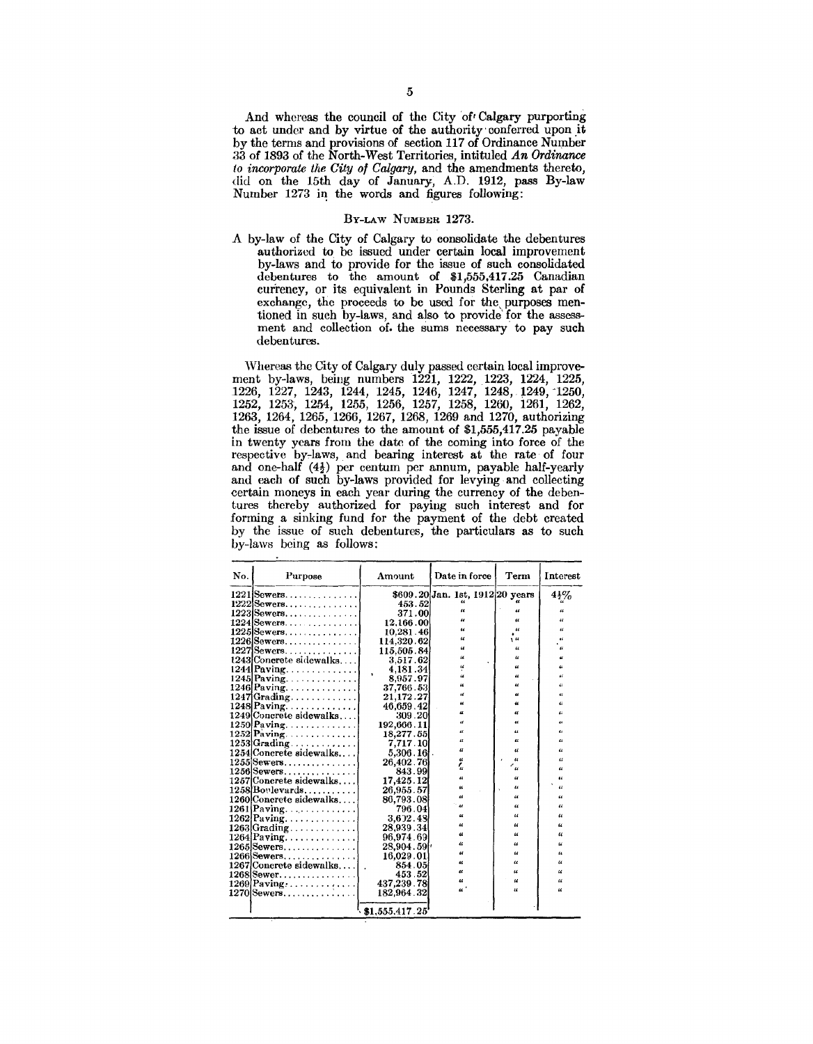And whereas the council of the City of Calgary purporting to act under and by virtue of the authority conferred upon it by the terms and provisions of section 117 of Ordinance Number 33 of 1893 of the North-West Territories, intituled *An Ordinance to incorporate the City of Calgary*, and the amendments thereto, did on the 15th day of January, A.D. 1912, pass By-law Number 1273 in the words and figures following:

### By-law Number 1273.

A by-law of the City of Calgary to consolidate the debentures authorized to be issued under certain local improvement by-laws and to provide for the issue of such consolidated debentures to the amount of $1,555,417.25 Canadian currency, or its equivalent in Pounds Sterling at par of exchange, the proceeds to be used for the purposes mentioned in such by-laws, and also to provide for the assessment and collection of the sums necessary to pay such debentures.

Whereas the City of Calgary duly passed certain local improvement by-laws, being numbers 1221, 1222, 1223, 1224, 1225, 1226, 1227, 1243, 1244, 1245, 1246, 1247, 1248, 1249, 1250, 1252, 1253, 1254, 1255, 1256, 1257, 1258, 1260, 1261, 1262, 1263, 1264, 1265, 1266, 1267, 1268, 1269 and 1270, authorizing the issue of debentures to the amount of $1,555,417.25 payable in twenty years from the date of the coming into force of the respective by-laws, and bearing interest at the rate of four and one-half (4½) per centum per annum, payable half-yearly and each of such by-laws provided for levying and collecting certain moneys in each year during the currency of the debentures thereby authorized for paying such interest and for forming a sinking fund for the payment of the debt created by the issue of such debentures, the particulars as to such by-laws being as follows:

| No. | Purpose | Amount | Date in force | Term | Interest |
|---|---|---|---|---|---|
| 1221 | Sewers | $609.20 | Jan. 1st, 1912 | 20 years | 4½% |
| 1222 | Sewers | 453.52 | " | " | " |
| 1223 | Sewers | 371.00 | " | " | " |
| 1224 | Sewers | 12,166.00 | " | " | " |
| 1225 | Sewers | 10,281.46 | " | " | " |
| 1226 | Sewers | 114,320.62 | " | " | " |
| 1227 | Sewers | 115,505.84 | " | " | " |
| 1243 | Concrete sidewalks | 3,517.62 | " | " | " |
| 1244 | Paving | 4,181.34 | " | " | " |
| 1245 | Paving | 8,957.97 | " | " | " |
| 1246 | Paving | 37,766.53 | " | " | " |
| 1247 | Grading | 21,172.27 | " | " | " |
| 1248 | Paving | 46,659.42 | " | " | " |
| 1249 | Concrete sidewalks | 309.20 | " | " | " |
| 1250 | Paving | 192,666.11 | " | " | " |
| 1252 | Paving | 18,277.55 | " | " | " |
| 1253 | Grading | 7,717.10 | " | " | " |
| 1254 | Concrete sidewalks | 5,306.16 | " | " | " |
| 1255 | Sewers | 26,402.76 | " | " | " |
| 1256 | Sewers | 843.99 | " | " | " |
| 1257 | Concrete sidewalks | 17,425.12 | " | " | " |
| 1258 | Boulevards | 26,955.57 | " | " | " |
| 1260 | Concrete sidewalks | 86,793.08 | " | " | " |
| 1261 | Paving | 796.04 | " | " | " |
| 1262 | Paving | 3,602.48 | " | " | " |
| 1263 | Grading | 28,939.34 | " | " | " |
| 1264 | Paving | 96,974.60 | " | " | " |
| 1265 | Sewers | 28,904.59 | " | " | " |
| 1266 | Sewers | 16,029.01 | " | " | " |
| 1267 | Concrete sidewalks | 854.05 | " | " | " |
| 1268 | Sewer | 453.52 | " | " | " |
| 1269 | Paving | 437,239.78 | " | " | " |
| 1270 | Sewers | 182,964.32 | " | " | " |
| | | $1,555,417.25 | | | |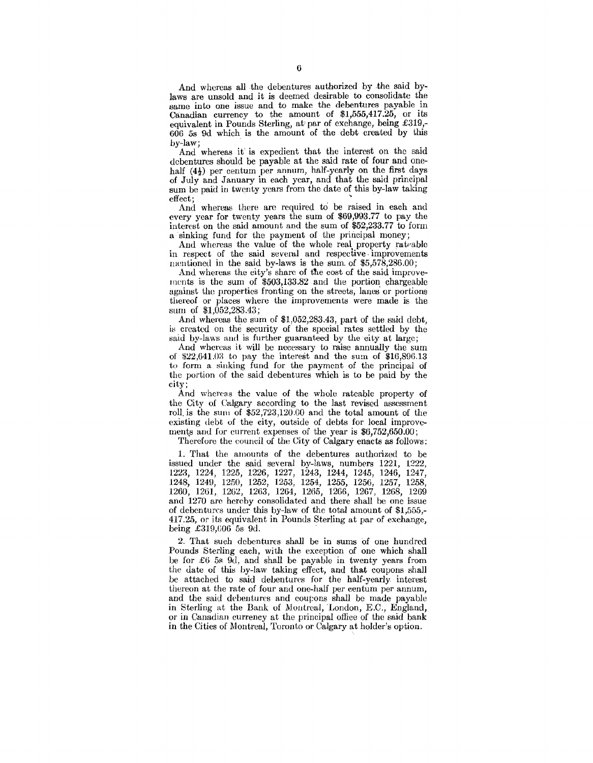And whereas all the debentures authorized by the said by-laws are unsold and it is deemed desirable to consolidate the same into one issue and to make the debentures payable in Canadian currency to the amount of $1,555,417.25, or its equivalent in Pounds Sterling, at par of exchange, being £319,-606 5s 9d which is the amount of the debt created by this by-law;

And whereas it is expedient that the interest on the said debentures should be payable at the said rate of four and one-half (4½) per centum per annum, half-yearly on the first days of July and January in each year, and that the said principal sum be paid in twenty years from the date of this by-law taking effect;

And whereas there are required to be raised in each and every year for twenty years the sum of $69,993.77 to pay the interest on the said amount and the sum of $52,233.77 to form a sinking fund for the payment of the principal money;

And whereas the value of the whole real property rateable in respect of the said several and respective improvements mentioned in the said by-laws is the sum of $5,578,286.00;

And whereas the city's share of the cost of the said improvements is the sum of $503,133.82 and the portion chargeable against the properties fronting on the streets, lanes or portions thereof or places where the improvements were made is the sum of $1,052,283.43;

And whereas the sum of $1,052,283.43, part of the said debt, is created on the security of the special rates settled by the said by-laws and is further guaranteed by the city at large;

And whereas it will be necessary to raise annually the sum of $22,641.03 to pay the interest and the sum of $16,896.13 to form a sinking fund for the payment of the principal of the portion of the said debentures which is to be paid by the city;

And whereas the value of the whole rateable property of the City of Calgary according to the last revised assessment roll is the sum of $52,723,120.00 and the total amount of the existing debt of the city, outside of debts for local improvements and for current expenses of the year is $6,752,650.00;

Therefore the council of the City of Calgary enacts as follows:

1. That the amounts of the debentures authorized to be issued under the said several by-laws, numbers 1221, 1222, 1223, 1224, 1225, 1226, 1227, 1243, 1244, 1245, 1246, 1247, 1248, 1249, 1250, 1252, 1253, 1254, 1255, 1256, 1257, 1258, 1260, 1261, 1262, 1263, 1264, 1265, 1266, 1267, 1268, 1269 and 1270 are hereby consolidated and there shall be one issue of debentures under this by-law of the total amount of $1,555,-417.25, or its equivalent in Pounds Sterling at par of exchange, being £319,606 5s 9d.

2. That such debentures shall be in sums of one hundred Pounds Sterling each, with the exception of one which shall be for £6 5s 9d, and shall be payable in twenty years from the date of this by-law taking effect, and that coupons shall be attached to said debentures for the half-yearly interest thereon at the rate of four and one-half per centum per annum, and the said debentures and coupons shall be made payable in Sterling at the Bank of Montreal, London, E.C., England, or in Canadian currency at the principal office of the said bank in the Cities of Montreal, Toronto or Calgary at holder's option.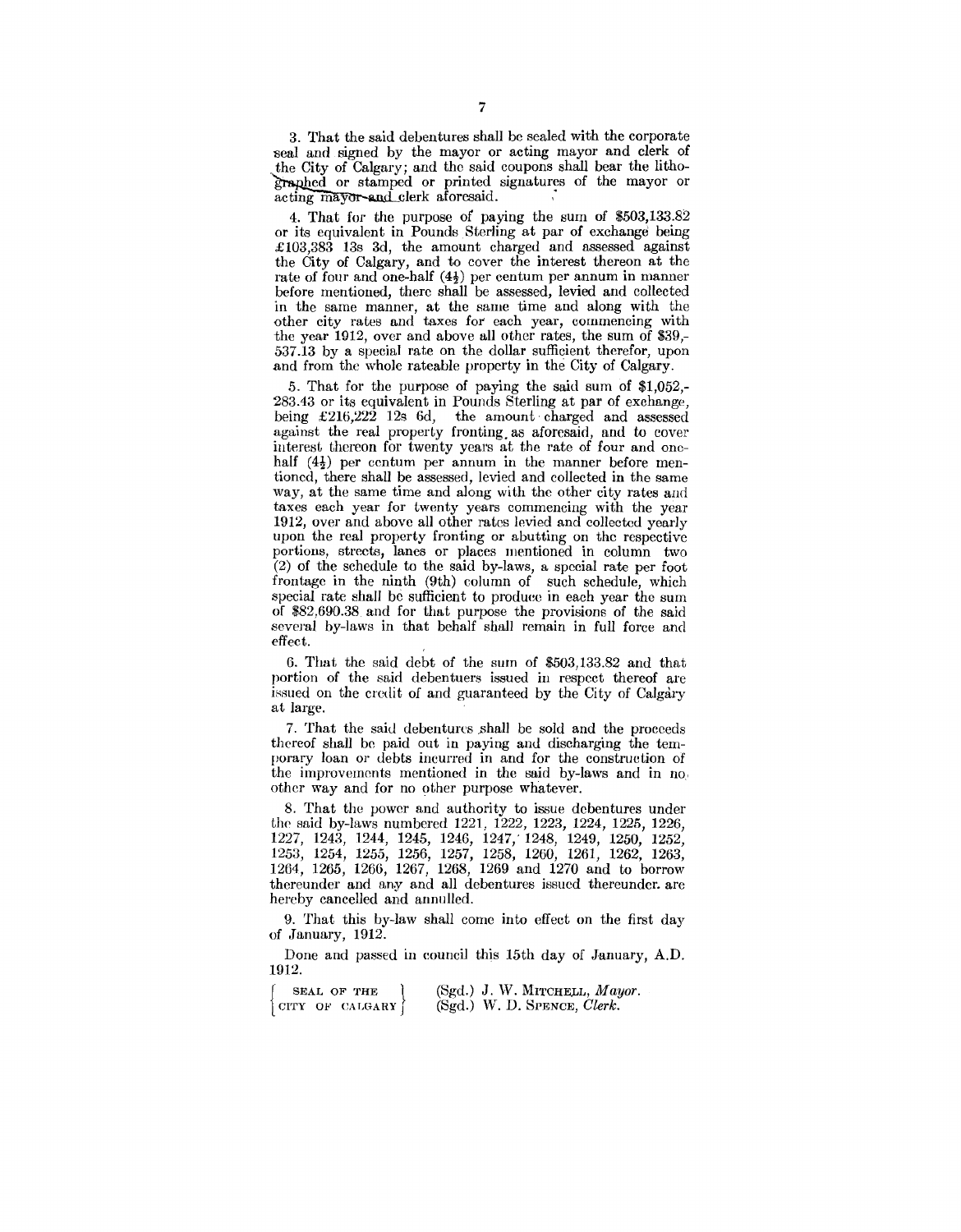3. That the said debentures shall be sealed with the corporate seal and signed by the mayor or acting mayor and clerk of the City of Calgary; and the said coupons shall bear the lithographed or stamped or printed signatures of the mayor or acting mayor and clerk aforesaid.

4. That for the purpose of paying the sum of $503,133.82 or its equivalent in Pounds Sterling at par of exchange being £103,383 13s 3d, the amount charged and assessed against the City of Calgary, and to cover the interest thereon at the rate of four and one-half (4½) per centum per annum in manner before mentioned, there shall be assessed, levied and collected in the same manner, at the same time and along with the other city rates and taxes for each year, commencing with the year 1912, over and above all other rates, the sum of $39,537.13 by a special rate on the dollar sufficient therefor, upon and from the whole rateable property in the City of Calgary.

5. That for the purpose of paying the said sum of $1,052,283.43 or its equivalent in Pounds Sterling at par of exchange, being £216,222 12s 6d, the amount charged and assessed against the real property fronting as aforesaid, and to cover interest thereon for twenty years at the rate of four and one-half (4½) per centum per annum in the manner before mentioned, there shall be assessed, levied and collected in the same way, at the same time and along with the other city rates and taxes each year for twenty years commencing with the year 1912, over and above all other rates levied and collected yearly upon the real property fronting or abutting on the respective portions, streets, lanes or places mentioned in column two (2) of the schedule to the said by-laws, a special rate per foot frontage in the ninth (9th) column of such schedule, which special rate shall be sufficient to produce in each year the sum of $82,690.38 and for that purpose the provisions of the said several by-laws in that behalf shall remain in full force and effect.

6. That the said debt of the sum of $503,133.82 and that portion of the said debentuers issued in respect thereof are issued on the credit of and guaranteed by the City of Calgary at large.

7. That the said debentures shall be sold and the proceeds thereof shall be paid out in paying and discharging the temporary loan or debts incurred in and for the construction of the improvements mentioned in the said by-laws and in no other way and for no other purpose whatever.

8. That the power and authority to issue debentures under the said by-laws numbered 1221, 1222, 1223, 1224, 1225, 1226, 1227, 1243, 1244, 1245, 1246, 1247, 1248, 1249, 1250, 1252, 1253, 1254, 1255, 1256, 1257, 1258, 1260, 1261, 1262, 1263, 1264, 1265, 1266, 1267, 1268, 1269 and 1270 and to borrow thereunder and any and all debentures issued thereunder are hereby cancelled and annulled.

9. That this by-law shall come into effect on the first day of January, 1912.

Done and passed in council this 15th day of January, A.D. 1912.

{ SEAL OF THE CITY OF CALGARY } (Sgd.) J. W. MITCHELL, *Mayor*.
(Sgd.) W. D. SPENCE, *Clerk*.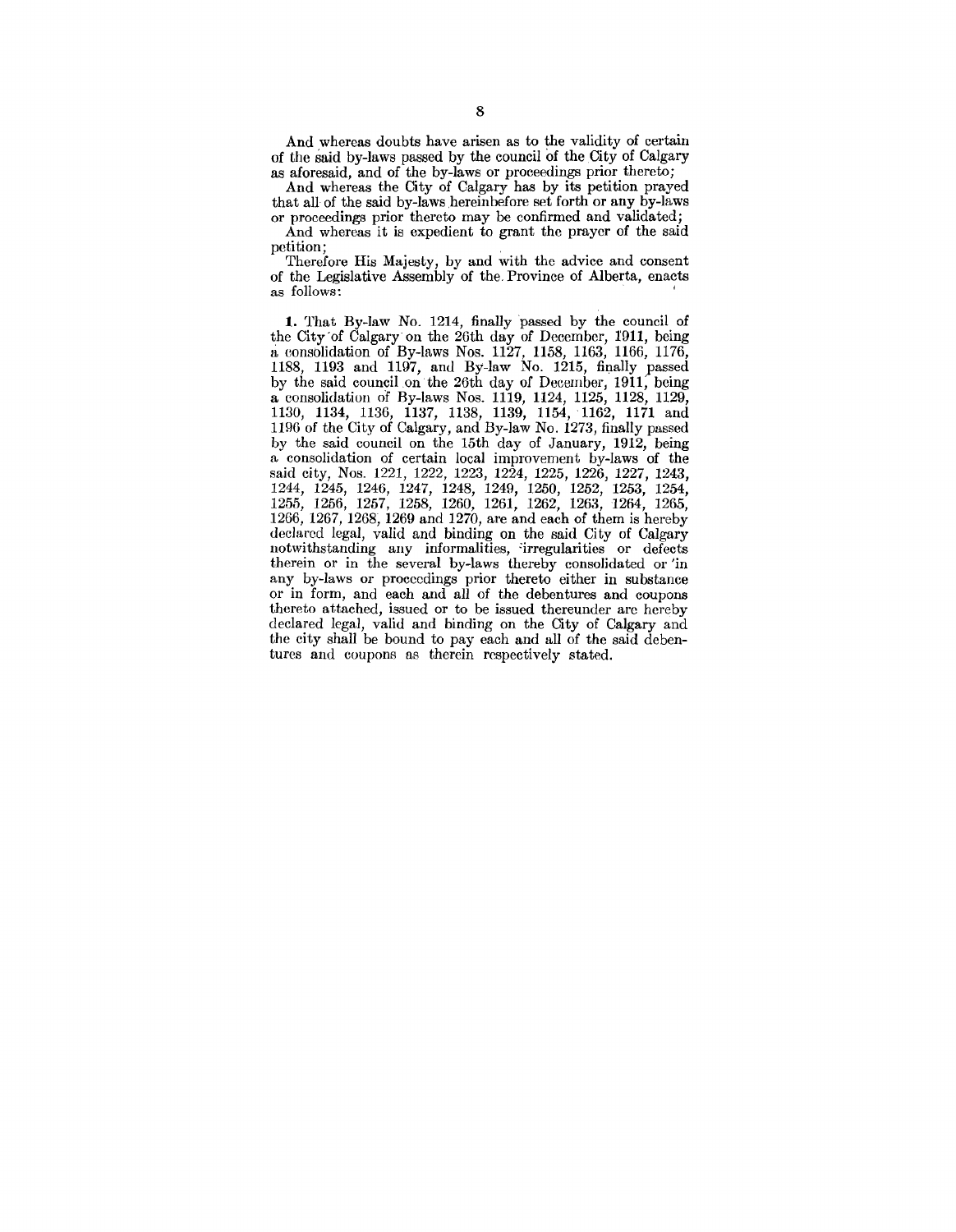And whereas doubts have arisen as to the validity of certain of the said by-laws passed by the council of the City of Calgary as aforesaid, and of the by-laws or proceedings prior thereto;

And whereas the City of Calgary has by its petition prayed that all of the said by-laws hereinbefore set forth or any by-laws or proceedings prior thereto may be confirmed and validated;

And whereas it is expedient to grant the prayer of the said petition;

Therefore His Majesty, by and with the advice and consent of the Legislative Assembly of the Province of Alberta, enacts as follows:

**1.** That By-law No. 1214, finally passed by the council of the City of Calgary on the 26th day of December, 1911, being a consolidation of By-laws Nos. 1127, 1158, 1163, 1166, 1176, 1188, 1193 and 1197, and By-law No. 1215, finally passed by the said council on the 26th day of December, 1911, being a consolidation of By-laws Nos. 1119, 1124, 1125, 1128, 1129, 1130, 1134, 1136, 1137, 1138, 1139, 1154, 1162, 1171 and 1196 of the City of Calgary, and By-law No. 1273, finally passed by the said council on the 15th day of January, 1912, being a consolidation of certain local improvement by-laws of the said city, Nos. 1221, 1222, 1223, 1224, 1225, 1226, 1227, 1243, 1244, 1245, 1246, 1247, 1248, 1249, 1250, 1252, 1253, 1254, 1255, 1256, 1257, 1258, 1260, 1261, 1262, 1263, 1264, 1265, 1266, 1267, 1268, 1269 and 1270, are and each of them is hereby declared legal, valid and binding on the said City of Calgary notwithstanding any informalities, irregularities or defects therein or in the several by-laws thereby consolidated or in any by-laws or proceedings prior thereto either in substance or in form, and each and all of the debentures and coupons thereto attached, issued or to be issued thereunder are hereby declared legal, valid and binding on the City of Calgary and the city shall be bound to pay each and all of the said debentures and coupons as therein respectively stated.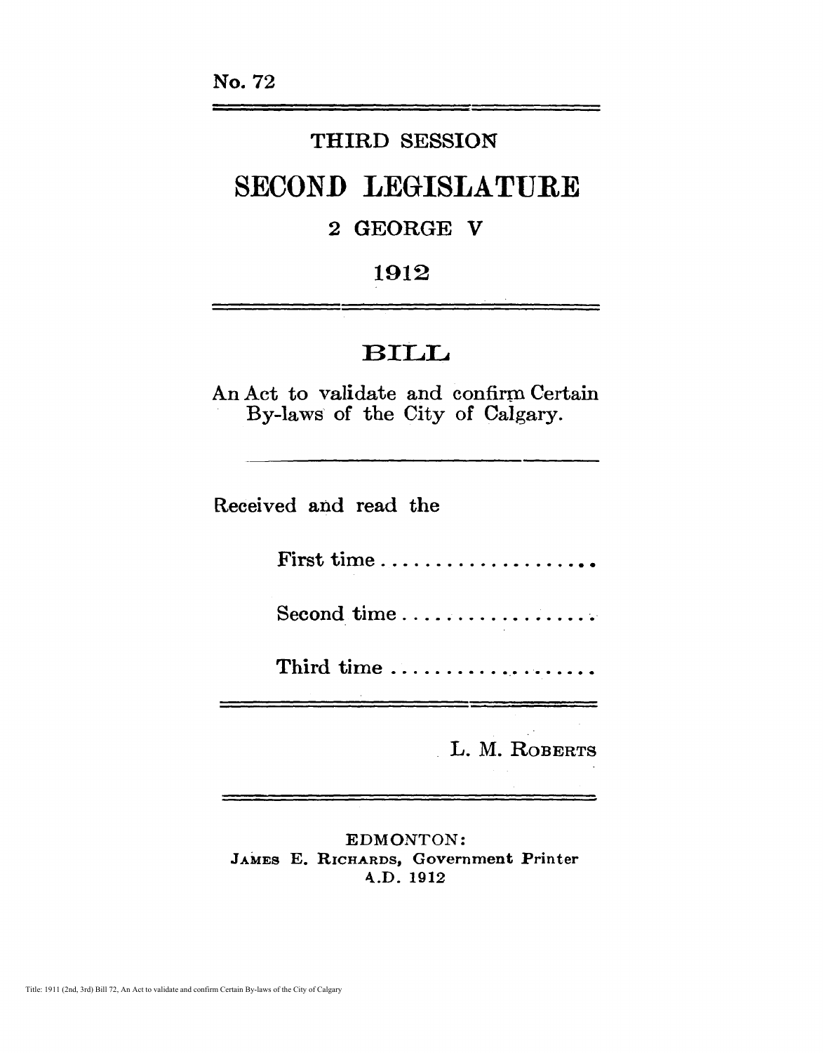No. 72

# THIRD SESSION

# SECOND LEGISLATURE

## 2 GEORGE V

## 1912

# BILL

An Act to validate and confirm Certain By-laws of the City of Calgary.

Received and read the

First time . . . . . . . . . . . . . . . . . . . .

Second time . . . . . . . . . . . . . . . . . .

Third time . . . . . . . . . . . . . . . . . . .

L. M. ROBERTS

EDMONTON:
JAMES E. RICHARDS, Government Printer
A.D. 1912